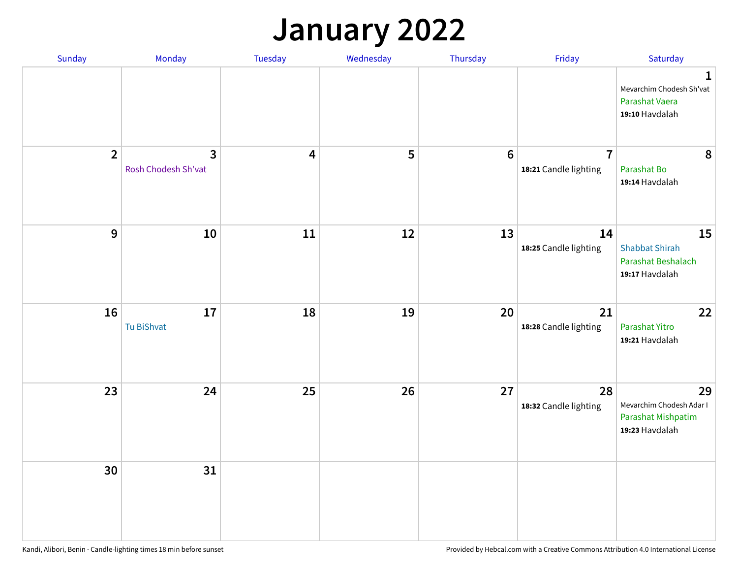# January 2022

| Sunday | Monday | Tuesday | Wednesday | Thursday | Friday | Saturday |
|---|---|---|---|---|---|---|
| | | | | | | 1 Mevarchim Chodesh Sh'vat Parashat Vaera **19:10** Havdalah |
| 2 | 3 Rosh Chodesh Sh'vat | 4 | 5 | 6 | 7 **18:21** Candle lighting | 8 Parashat Bo **19:14** Havdalah |
| 9 | 10 | 11 | 12 | 13 | 14 **18:25** Candle lighting | 15 Shabbat Shirah Parashat Beshalach **19:17** Havdalah |
| 16 | 17 Tu BiShvat | 18 | 19 | 20 | 21 **18:28** Candle lighting | 22 Parashat Yitro **19:21** Havdalah |
| 23 | 24 | 25 | 26 | 27 | 28 **18:32** Candle lighting | 29 Mevarchim Chodesh Adar I Parashat Mishpatim **19:23** Havdalah |
| 30 | 31 | | | | | |

Kandi, Alibori, Benin · Candle-lighting times 18 min before sunset

Provided by Hebcal.com with a Creative Commons Attribution 4.0 International License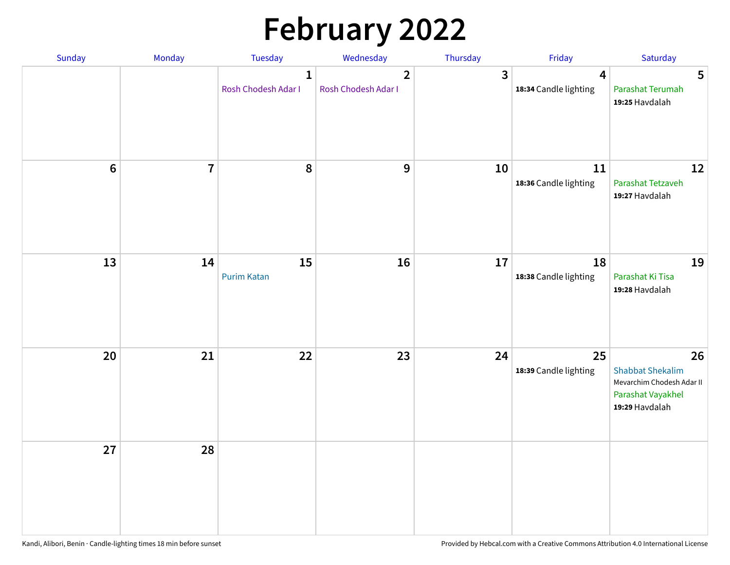# February 2022

| Sunday | Monday | Tuesday | Wednesday | Thursday | Friday | Saturday |
|---|---|---|---|---|---|---|
| | | 1<br>Rosh Chodesh Adar I | 2<br>Rosh Chodesh Adar I | 3 | 4<br>**18:34** Candle lighting | 5<br>Parashat Terumah<br>**19:25** Havdalah |
| 6 | 7 | 8 | 9 | 10 | 11<br>**18:36** Candle lighting | 12<br>Parashat Tetzaveh<br>**19:27** Havdalah |
| 13 | 14 | 15<br>Purim Katan | 16 | 17 | 18<br>**18:38** Candle lighting | 19<br>Parashat Ki Tisa<br>**19:28** Havdalah |
| 20 | 21 | 22 | 23 | 24 | 25<br>**18:39** Candle lighting | 26<br>Shabbat Shekalim<br>Mevarchim Chodesh Adar II<br>Parashat Vayakhel<br>**19:29** Havdalah |
| 27 | 28 | | | | | |

Kandi, Alibori, Benin · Candle-lighting times 18 min before sunset

Provided by Hebcal.com with a Creative Commons Attribution 4.0 International License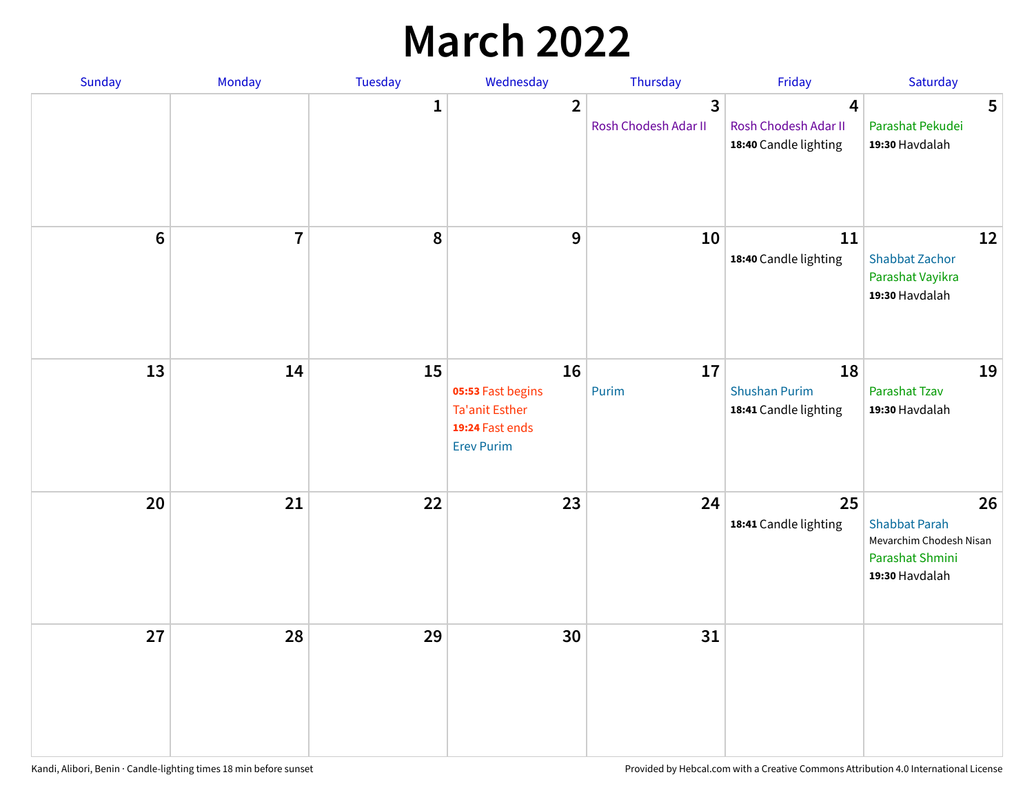# March 2022

| Sunday | Monday | Tuesday | Wednesday | Thursday | Friday | Saturday |
|---|---|---|---|---|---|---|
| | | 1 | 2 | 3<br>Rosh Chodesh Adar II | 4<br>Rosh Chodesh Adar II<br>**18:40** Candle lighting | 5<br>Parashat Pekudei<br>**19:30** Havdalah |
| 6 | 7 | 8 | 9 | 10 | 11<br>**18:40** Candle lighting | 12<br>Shabbat Zachor<br>Parashat Vayikra<br>**19:30** Havdalah |
| 13 | 14 | 15 | 16<br>**05:53** Fast begins<br>Ta'anit Esther<br>**19:24** Fast ends<br>Erev Purim | 17<br>Purim | 18<br>Shushan Purim<br>**18:41** Candle lighting | 19<br>Parashat Tzav<br>**19:30** Havdalah |
| 20 | 21 | 22 | 23 | 24 | 25<br>**18:41** Candle lighting | 26<br>Shabbat Parah<br>Mevarchim Chodesh Nisan<br>Parashat Shmini<br>**19:30** Havdalah |
| 27 | 28 | 29 | 30 | 31 | | |

Kandi, Alibori, Benin · Candle-lighting times 18 min before sunset

Provided by Hebcal.com with a Creative Commons Attribution 4.0 International License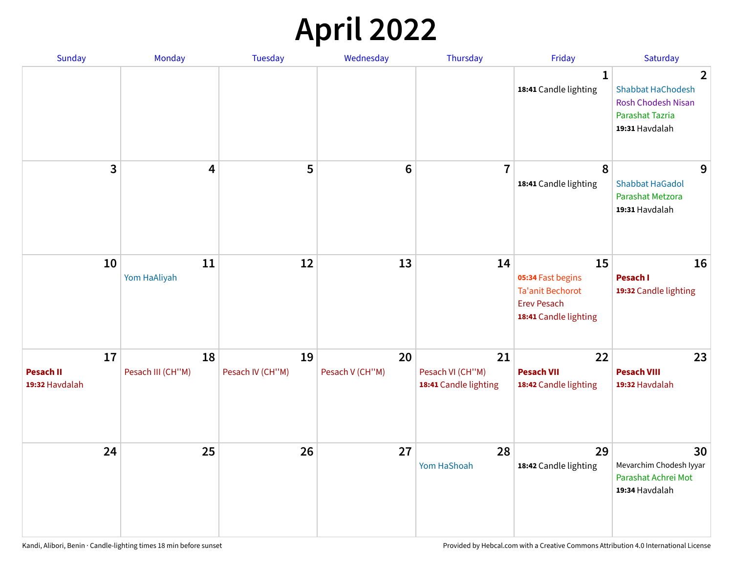# April 2022

| Sunday | Monday | Tuesday | Wednesday | Thursday | Friday | Saturday |
|---|---|---|---|---|---|---|
| | | | | | **1**<br>**18:41** Candle lighting | **2**<br>Shabbat HaChodesh<br>Rosh Chodesh Nisan<br>Parashat Tazria<br>**19:31** Havdalah |
| **3** | **4** | **5** | **6** | **7** | **8**<br>**18:41** Candle lighting | **9**<br>Shabbat HaGadol<br>Parashat Metzora<br>**19:31** Havdalah |
| **10** | **11**<br>Yom HaAliyah | **12** | **13** | **14** | **15**<br>**05:34** Fast begins<br>Ta'anit Bechorot<br>Erev Pesach<br>**18:41** Candle lighting | **16**<br>**Pesach I**<br>**19:32** Candle lighting |
| **17**<br>**Pesach II**<br>**19:32** Havdalah | **18**<br>Pesach III (CH''M) | **19**<br>Pesach IV (CH''M) | **20**<br>Pesach V (CH''M) | **21**<br>Pesach VI (CH''M)<br>**18:41** Candle lighting | **22**<br>**Pesach VII**<br>**18:42** Candle lighting | **23**<br>**Pesach VIII**<br>**19:32** Havdalah |
| **24** | **25** | **26** | **27** | **28**<br>Yom HaShoah | **29**<br>**18:42** Candle lighting | **30**<br>Mevarchim Chodesh Iyyar<br>Parashat Achrei Mot<br>**19:34** Havdalah |

Kandi, Alibori, Benin · Candle-lighting times 18 min before sunset

Provided by Hebcal.com with a Creative Commons Attribution 4.0 International License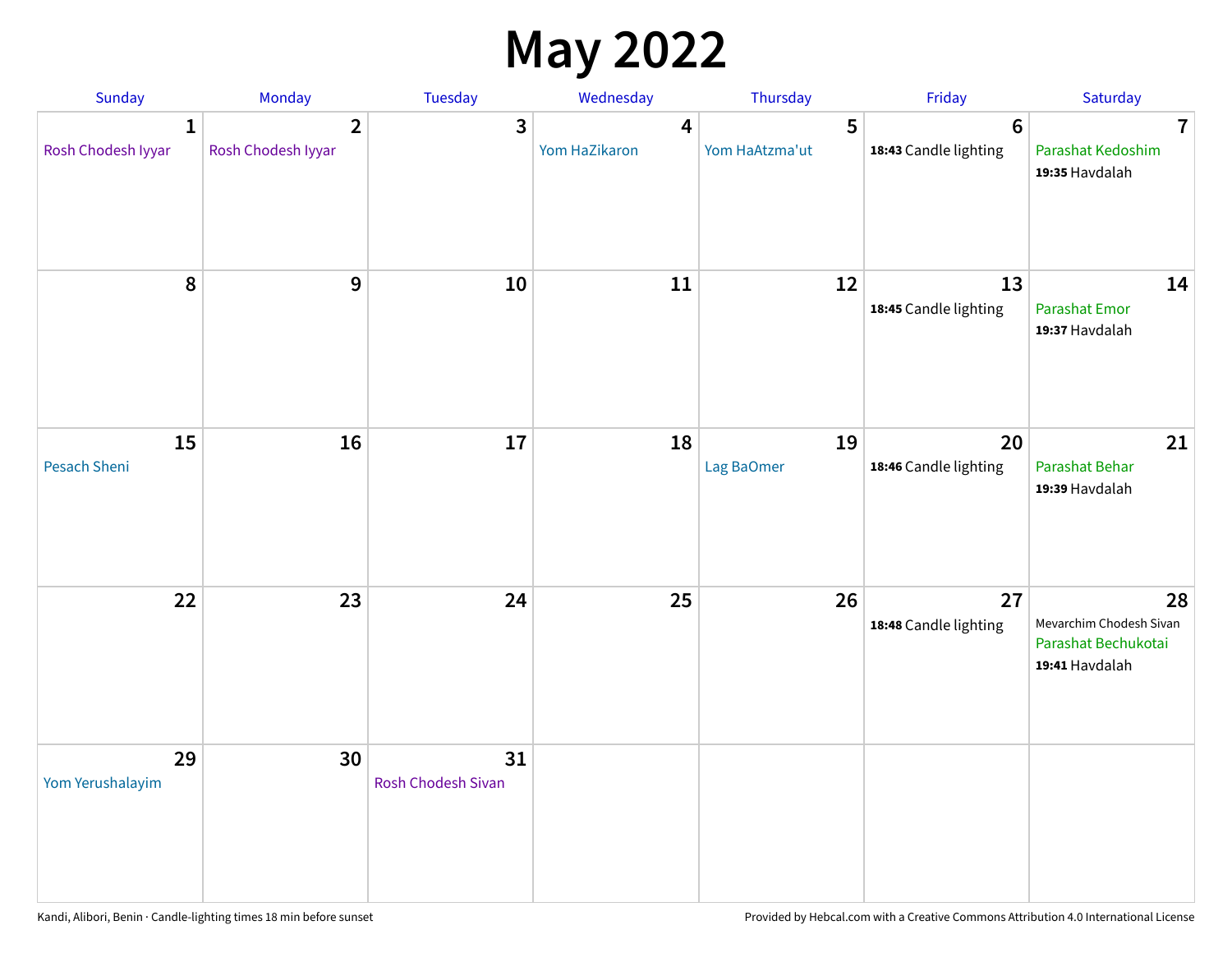# May 2022

| Sunday | Monday | Tuesday | Wednesday | Thursday | Friday | Saturday |
|---|---|---|---|---|---|---|
| **1** Rosh Chodesh Iyyar | **2** Rosh Chodesh Iyyar | **3** | **4** Yom HaZikaron | **5** Yom HaAtzma'ut | **6** **18:43** Candle lighting | **7** Parashat Kedoshim **19:35** Havdalah |
| **8** | **9** | **10** | **11** | **12** | **13** **18:45** Candle lighting | **14** Parashat Emor **19:37** Havdalah |
| **15** Pesach Sheni | **16** | **17** | **18** | **19** Lag BaOmer | **20** **18:46** Candle lighting | **21** Parashat Behar **19:39** Havdalah |
| **22** | **23** | **24** | **25** | **26** | **27** **18:48** Candle lighting | **28** Mevarchim Chodesh Sivan Parashat Bechukotai **19:41** Havdalah |
| **29** Yom Yerushalayim | **30** | **31** Rosh Chodesh Sivan | | | | |

Kandi, Alibori, Benin · Candle-lighting times 18 min before sunset

Provided by Hebcal.com with a Creative Commons Attribution 4.0 International License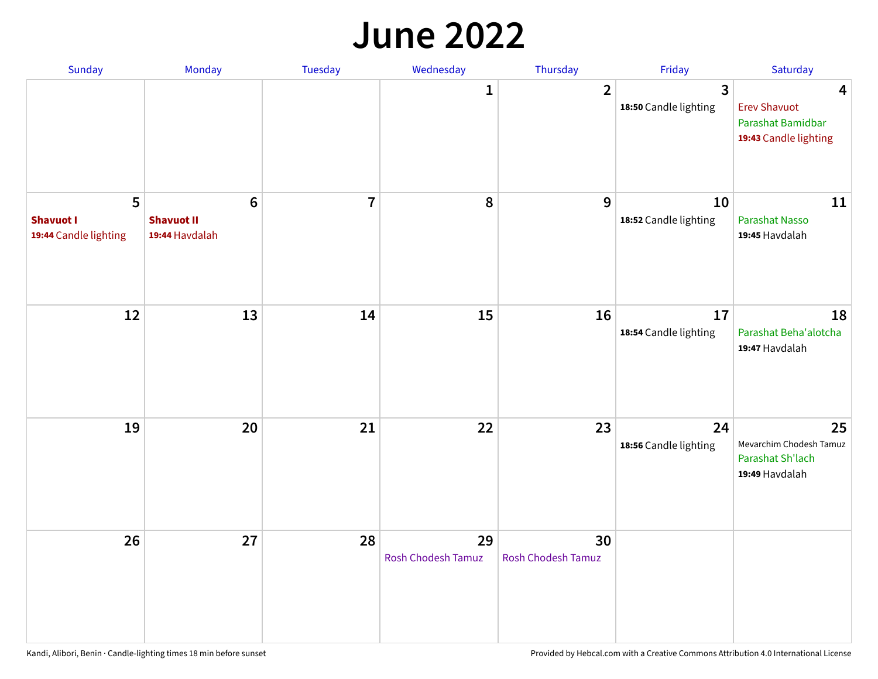# June 2022

| Sunday | Monday | Tuesday | Wednesday | Thursday | Friday | Saturday |
|---|---|---|---|---|---|---|
| | | | 1 | 2 | 3<br>**18:50** Candle lighting | 4<br>Erev Shavuot<br>Parashat Bamidbar<br>**19:43** Candle lighting |
| 5<br>**Shavuot I**<br>**19:44** Candle lighting | 6<br>**Shavuot II**<br>**19:44** Havdalah | 7 | 8 | 9 | 10<br>**18:52** Candle lighting | 11<br>Parashat Nasso<br>**19:45** Havdalah |
| 12 | 13 | 14 | 15 | 16 | 17<br>**18:54** Candle lighting | 18<br>Parashat Beha'alotcha<br>**19:47** Havdalah |
| 19 | 20 | 21 | 22 | 23 | 24<br>**18:56** Candle lighting | 25<br>Mevarchim Chodesh Tamuz<br>Parashat Sh'lach<br>**19:49** Havdalah |
| 26 | 27 | 28 | 29<br>Rosh Chodesh Tamuz | 30<br>Rosh Chodesh Tamuz | | |

Kandi, Alibori, Benin · Candle-lighting times 18 min before sunset

Provided by Hebcal.com with a Creative Commons Attribution 4.0 International License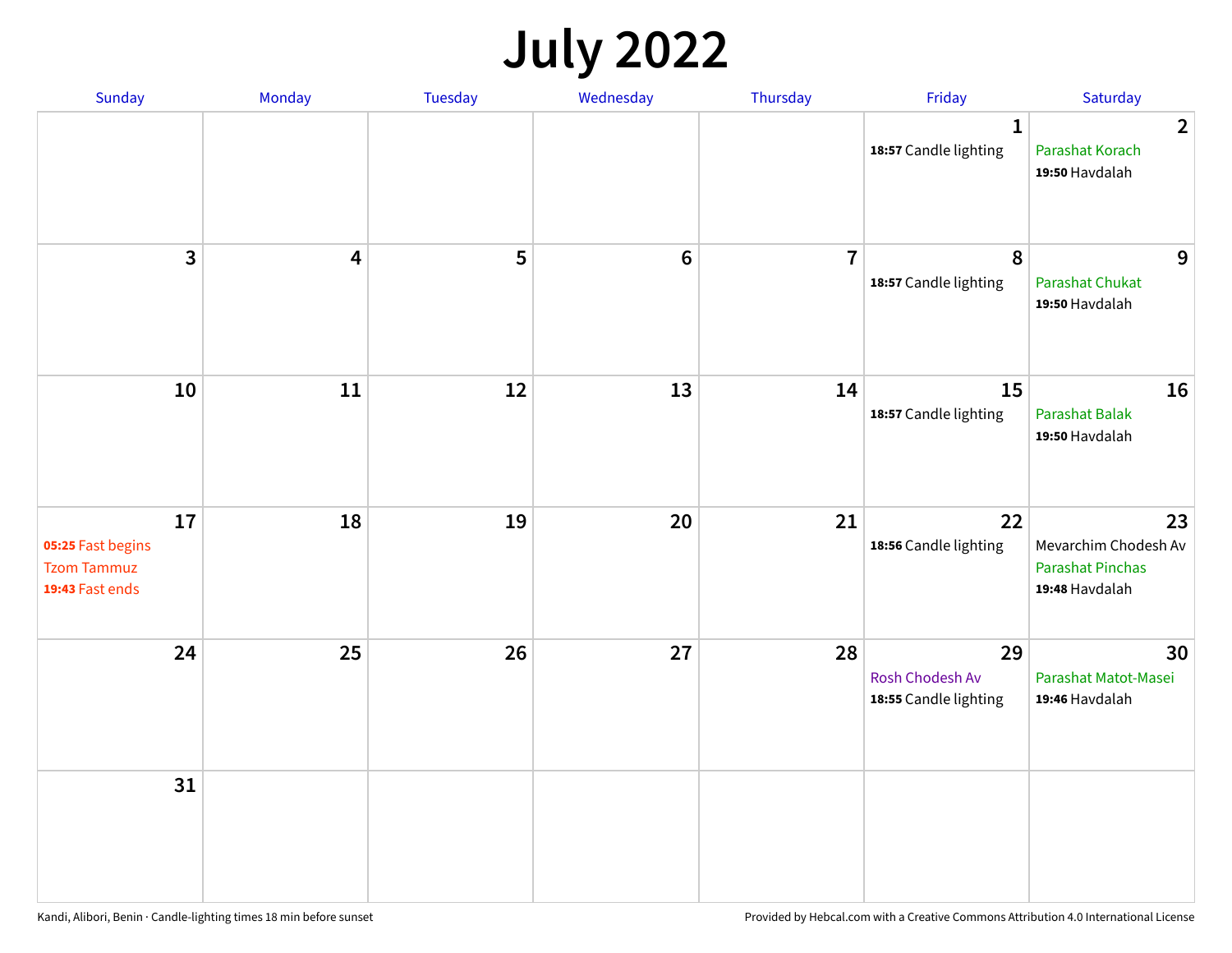# July 2022

| Sunday | Monday | Tuesday | Wednesday | Thursday | Friday | Saturday |
|---|---|---|---|---|---|---|
| | | | | | 1<br>**18:57** Candle lighting | 2<br>Parashat Korach<br>**19:50** Havdalah |
| 3 | 4 | 5 | 6 | 7 | 8<br>**18:57** Candle lighting | 9<br>Parashat Chukat<br>**19:50** Havdalah |
| 10 | 11 | 12 | 13 | 14 | 15<br>**18:57** Candle lighting | 16<br>Parashat Balak<br>**19:50** Havdalah |
| 17<br>**05:25** Fast begins<br>Tzom Tammuz<br>**19:43** Fast ends | 18 | 19 | 20 | 21 | 22<br>**18:56** Candle lighting | 23<br>Mevarchim Chodesh Av<br>Parashat Pinchas<br>**19:48** Havdalah |
| 24 | 25 | 26 | 27 | 28 | 29<br>Rosh Chodesh Av<br>**18:55** Candle lighting | 30<br>Parashat Matot-Masei<br>**19:46** Havdalah |
| 31 | | | | | | |

Kandi, Alibori, Benin · Candle-lighting times 18 min before sunset

Provided by Hebcal.com with a Creative Commons Attribution 4.0 International License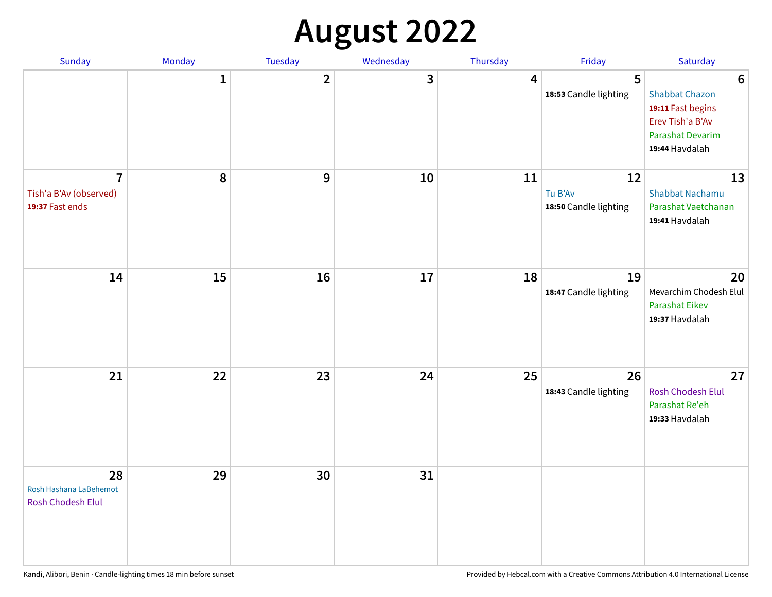# August 2022

| Sunday | Monday | Tuesday | Wednesday | Thursday | Friday | Saturday |
|---|---|---|---|---|---|---|
| | 1 | 2 | 3 | 4 | 5<br>**18:53** Candle lighting | 6<br>Shabbat Chazon<br>**19:11** Fast begins<br>Erev Tish'a B'Av<br>Parashat Devarim<br>**19:44** Havdalah |
| 7<br>Tish'a B'Av (observed)<br>**19:37** Fast ends | 8 | 9 | 10 | 11 | 12<br>Tu B'Av<br>**18:50** Candle lighting | 13<br>Shabbat Nachamu<br>Parashat Vaetchanan<br>**19:41** Havdalah |
| 14 | 15 | 16 | 17 | 18 | 19<br>**18:47** Candle lighting | 20<br>Mevarchim Chodesh Elul<br>Parashat Eikev<br>**19:37** Havdalah |
| 21 | 22 | 23 | 24 | 25 | 26<br>**18:43** Candle lighting | 27<br>Rosh Chodesh Elul<br>Parashat Re'eh<br>**19:33** Havdalah |
| 28<br>Rosh Hashana LaBehemot<br>Rosh Chodesh Elul | 29 | 30 | 31 | | | |

Kandi, Alibori, Benin · Candle-lighting times 18 min before sunset

Provided by Hebcal.com with a Creative Commons Attribution 4.0 International License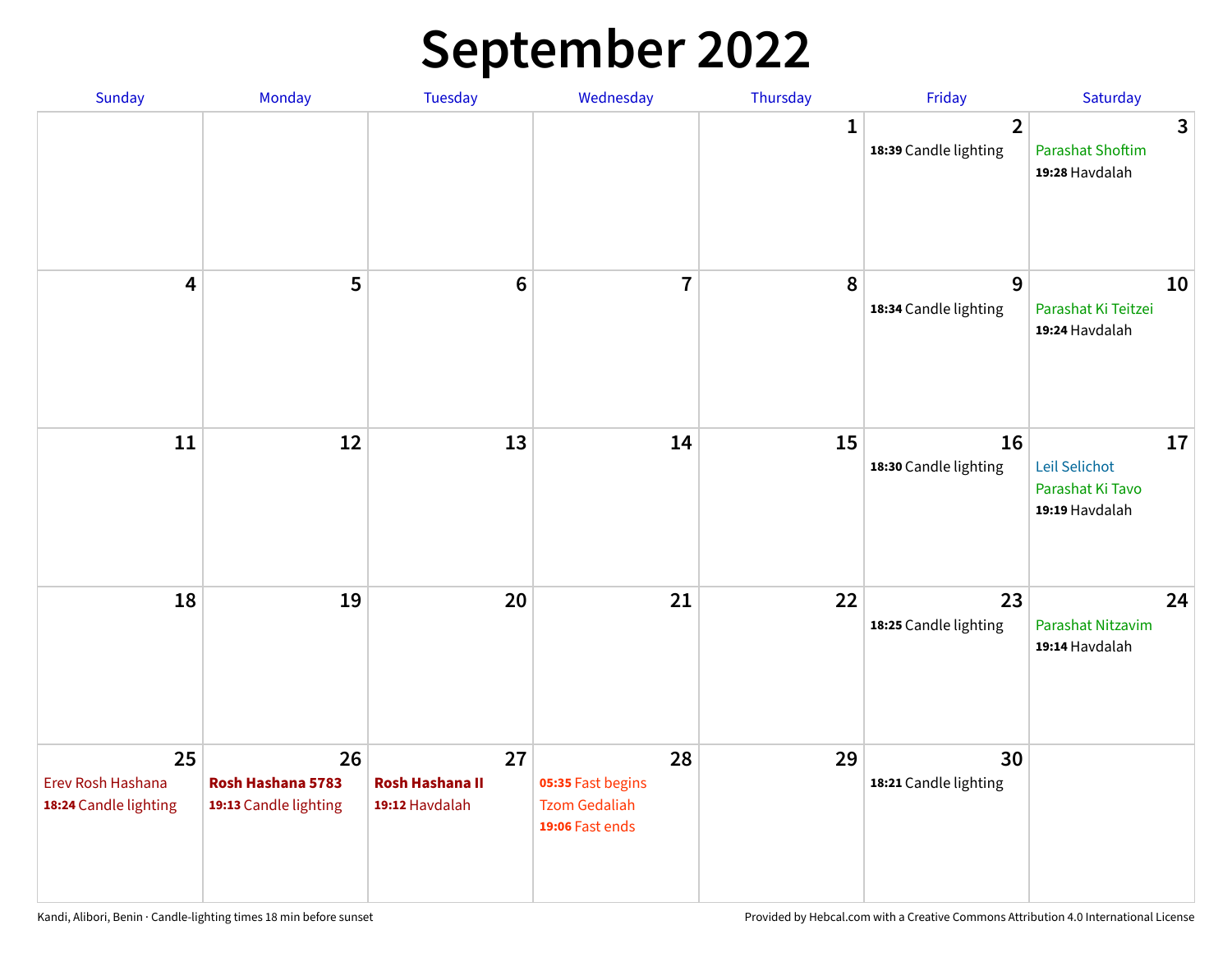# September 2022

| Sunday | Monday | Tuesday | Wednesday | Thursday | Friday | Saturday |
|---|---|---|---|---|---|---|
| | | | | 1 | 2<br>**18:39** Candle lighting | 3<br>Parashat Shoftim<br>**19:28** Havdalah |
| 4 | 5 | 6 | 7 | 8 | 9<br>**18:34** Candle lighting | 10<br>Parashat Ki Teitzei<br>**19:24** Havdalah |
| 11 | 12 | 13 | 14 | 15 | 16<br>**18:30** Candle lighting | 17<br>Leil Selichot<br>Parashat Ki Tavo<br>**19:19** Havdalah |
| 18 | 19 | 20 | 21 | 22 | 23<br>**18:25** Candle lighting | 24<br>Parashat Nitzavim<br>**19:14** Havdalah |
| 25<br>Erev Rosh Hashana<br>**18:24** Candle lighting | 26<br>**Rosh Hashana 5783**<br>**19:13** Candle lighting | 27<br>**Rosh Hashana II**<br>**19:12** Havdalah | 28<br>**05:35** Fast begins<br>Tzom Gedaliah<br>**19:06** Fast ends | 29 | 30<br>**18:21** Candle lighting | |

Kandi, Alibori, Benin · Candle-lighting times 18 min before sunset

Provided by Hebcal.com with a Creative Commons Attribution 4.0 International License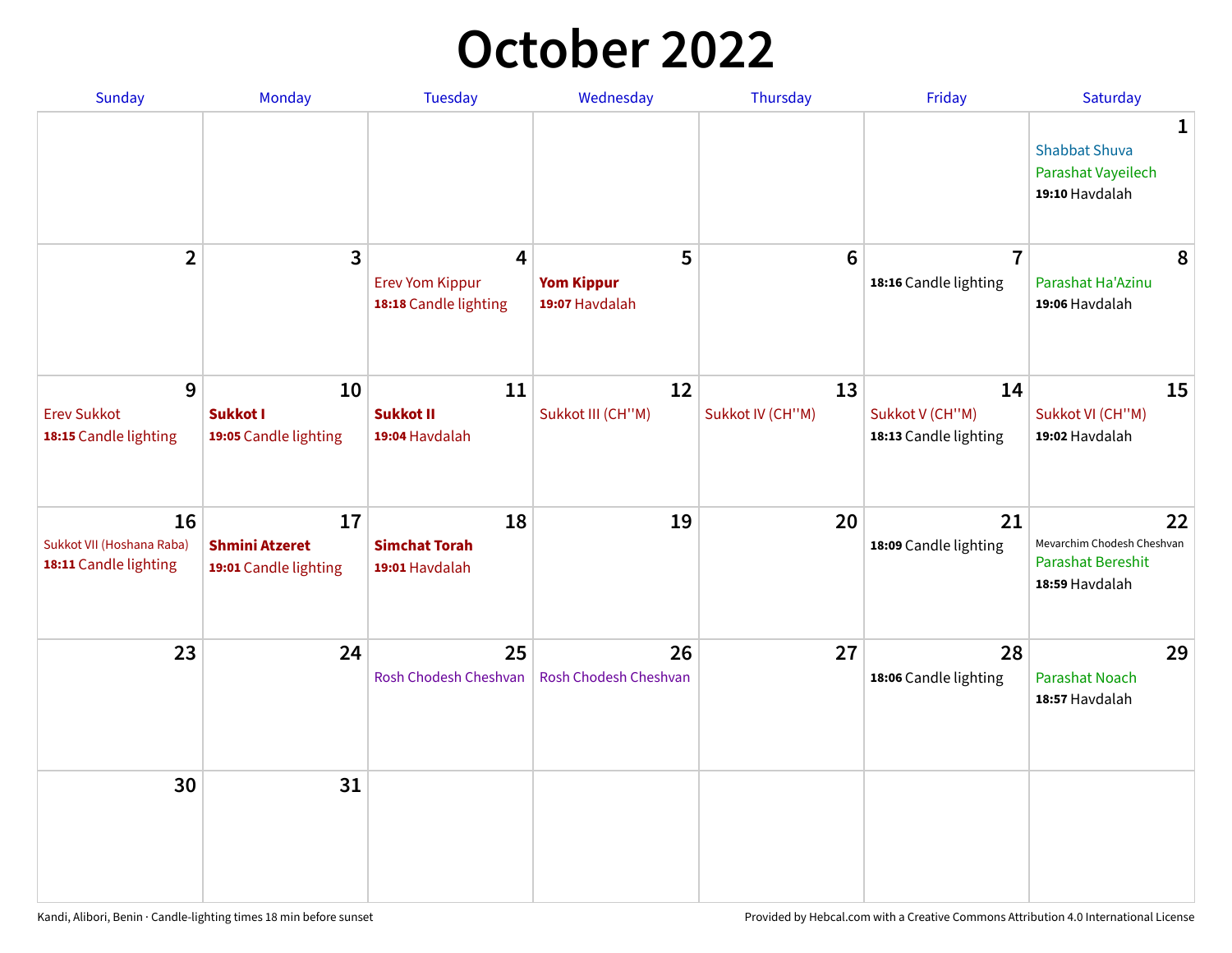# October 2022

| Sunday | Monday | Tuesday | Wednesday | Thursday | Friday | Saturday |
|---|---|---|---|---|---|---|
| | | | | | | **1**<br>Shabbat Shuva<br>Parashat Vayeilech<br>**19:10** Havdalah |
| **2** | **3** | **4**<br>Erev Yom Kippur<br>**18:18** Candle lighting | **5**<br>**Yom Kippur**<br>**19:07** Havdalah | **6** | **7**<br>**18:16** Candle lighting | **8**<br>Parashat Ha'Azinu<br>**19:06** Havdalah |
| **9**<br>Erev Sukkot<br>**18:15** Candle lighting | **10**<br>**Sukkot I**<br>**19:05** Candle lighting | **11**<br>**Sukkot II**<br>**19:04** Havdalah | **12**<br>Sukkot III (CH''M) | **13**<br>Sukkot IV (CH''M) | **14**<br>Sukkot V (CH''M)<br>**18:13** Candle lighting | **15**<br>Sukkot VI (CH''M)<br>**19:02** Havdalah |
| **16**<br>Sukkot VII (Hoshana Raba)<br>**18:11** Candle lighting | **17**<br>**Shmini Atzeret**<br>**19:01** Candle lighting | **18**<br>**Simchat Torah**<br>**19:01** Havdalah | **19** | **20** | **21**<br>**18:09** Candle lighting | **22**<br>Mevarchim Chodesh Cheshvan<br>Parashat Bereshit<br>**18:59** Havdalah |
| **23** | **24** | **25**<br>Rosh Chodesh Cheshvan | **26**<br>Rosh Chodesh Cheshvan | **27** | **28**<br>**18:06** Candle lighting | **29**<br>Parashat Noach<br>**18:57** Havdalah |
| **30** | **31** | | | | | |

Kandi, Alibori, Benin · Candle-lighting times 18 min before sunset

Provided by Hebcal.com with a Creative Commons Attribution 4.0 International License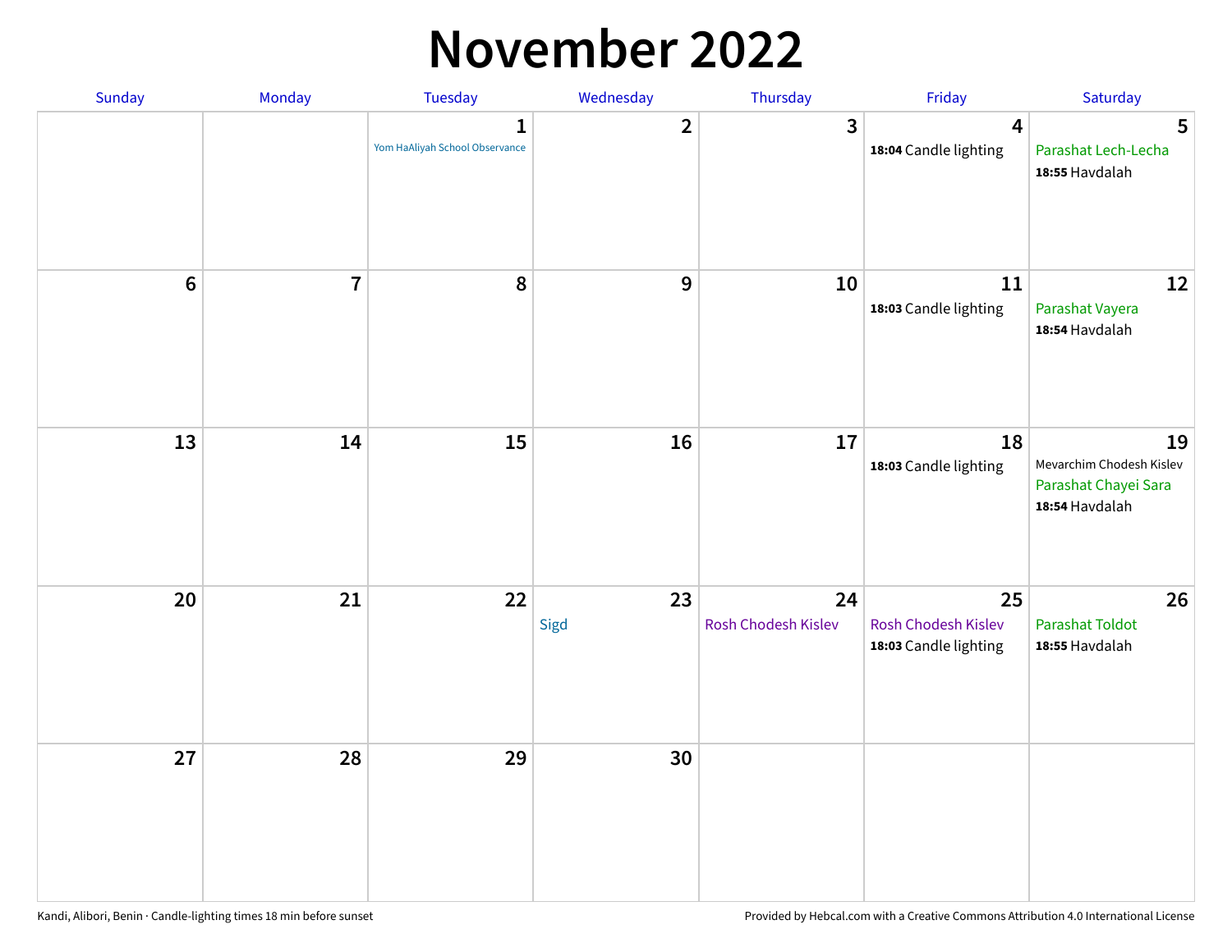# November 2022

| Sunday | Monday | Tuesday | Wednesday | Thursday | Friday | Saturday |
|---|---|---|---|---|---|---|
| | | 1<br>Yom HaAliyah School Observance | 2 | 3 | 4<br>**18:04** Candle lighting | 5<br>Parashat Lech-Lecha<br>**18:55** Havdalah |
| 6 | 7 | 8 | 9 | 10 | 11<br>**18:03** Candle lighting | 12<br>Parashat Vayera<br>**18:54** Havdalah |
| 13 | 14 | 15 | 16 | 17 | 18<br>**18:03** Candle lighting | 19<br>Mevarchim Chodesh Kislev<br>Parashat Chayei Sara<br>**18:54** Havdalah |
| 20 | 21 | 22 | 23<br>Sigd | 24<br>Rosh Chodesh Kislev | 25<br>Rosh Chodesh Kislev<br>**18:03** Candle lighting | 26<br>Parashat Toldot<br>**18:55** Havdalah |
| 27 | 28 | 29 | 30 | | | |

Kandi, Alibori, Benin · Candle-lighting times 18 min before sunset

Provided by Hebcal.com with a Creative Commons Attribution 4.0 International License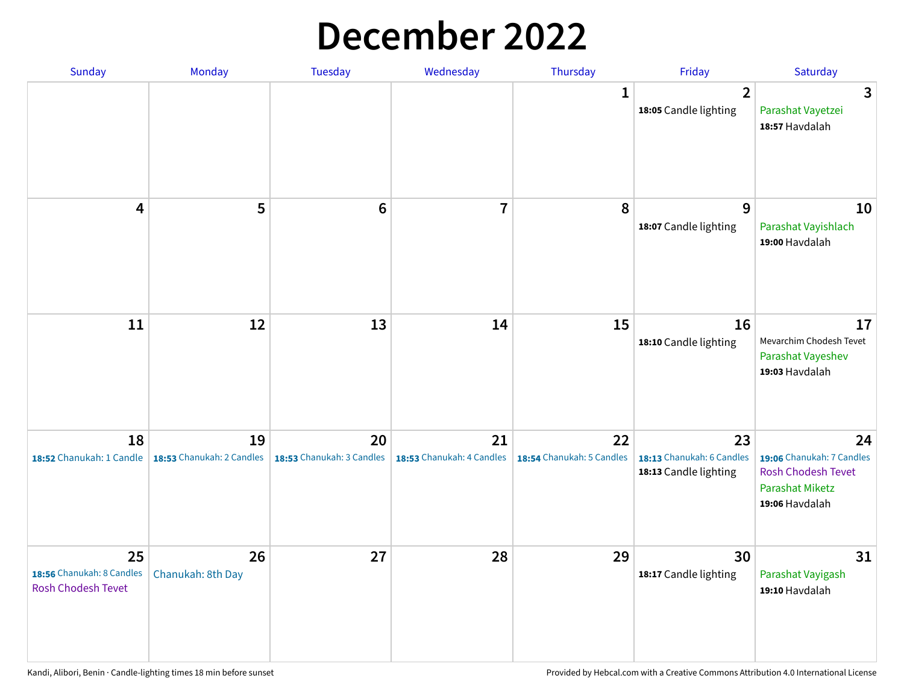# December 2022

| Sunday | Monday | Tuesday | Wednesday | Thursday | Friday | Saturday |
|---|---|---|---|---|---|---|
| | | | | 1 | 2<br>**18:05** Candle lighting | 3<br>Parashat Vayetzei<br>**18:57** Havdalah |
| 4 | 5 | 6 | 7 | 8 | 9<br>**18:07** Candle lighting | 10<br>Parashat Vayishlach<br>**19:00** Havdalah |
| 11 | 12 | 13 | 14 | 15 | 16<br>**18:10** Candle lighting | 17<br>Mevarchim Chodesh Tevet<br>Parashat Vayeshev<br>**19:03** Havdalah |
| 18<br>**18:52** Chanukah: 1 Candle | 19<br>**18:53** Chanukah: 2 Candles | 20<br>**18:53** Chanukah: 3 Candles | 21<br>**18:53** Chanukah: 4 Candles | 22<br>**18:54** Chanukah: 5 Candles | 23<br>**18:13** Chanukah: 6 Candles<br>**18:13** Candle lighting | 24<br>**19:06** Chanukah: 7 Candles<br>Rosh Chodesh Tevet<br>Parashat Miketz<br>**19:06** Havdalah |
| 25<br>**18:56** Chanukah: 8 Candles<br>Rosh Chodesh Tevet | 26<br>Chanukah: 8th Day | 27 | 28 | 29 | 30<br>**18:17** Candle lighting | 31<br>Parashat Vayigash<br>**19:10** Havdalah |

Kandi, Alibori, Benin · Candle-lighting times 18 min before sunset

Provided by Hebcal.com with a Creative Commons Attribution 4.0 International License